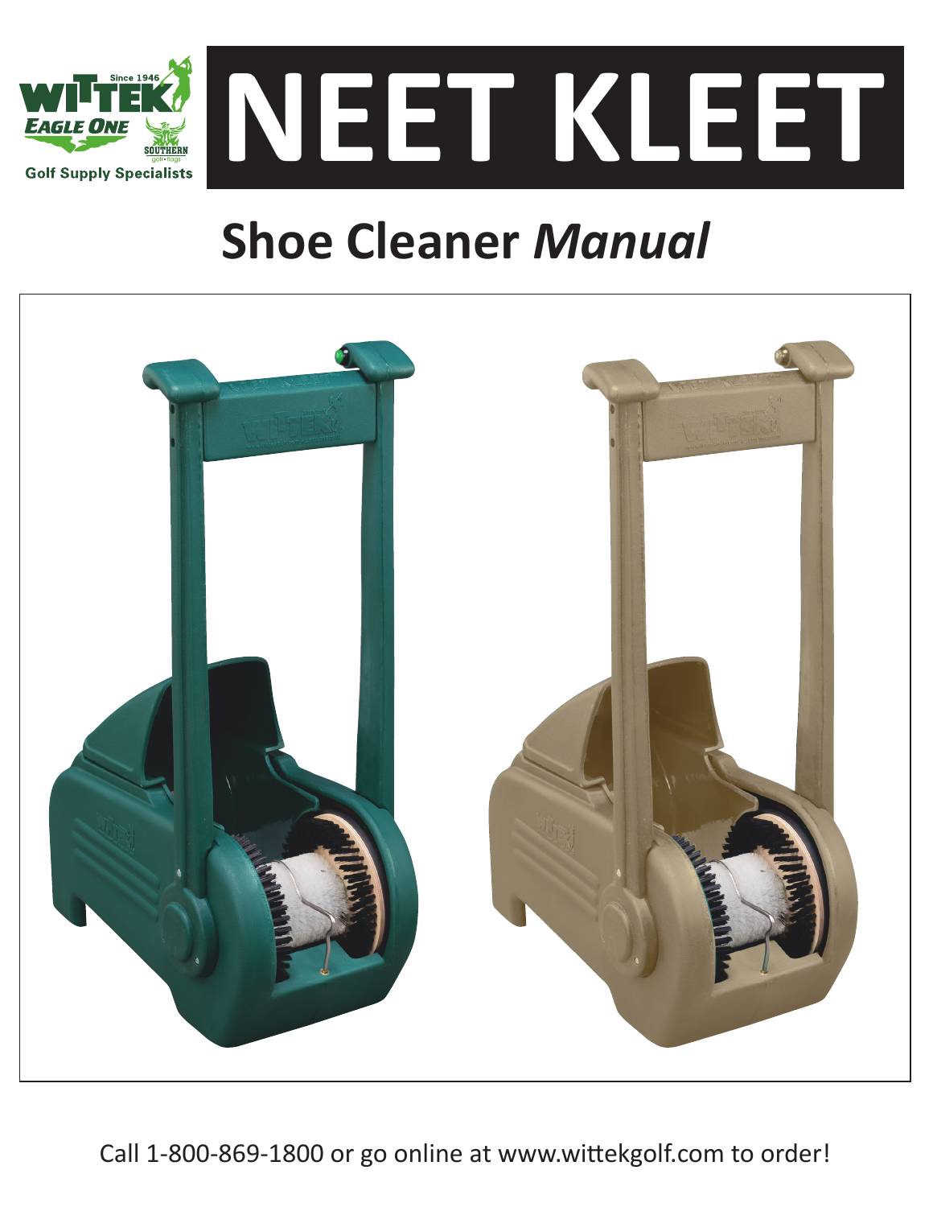# NEET KLEET

## Shoe Cleaner *Manual*

Call 1-800-869-1800 or go online at www.wittekgolf.com to order!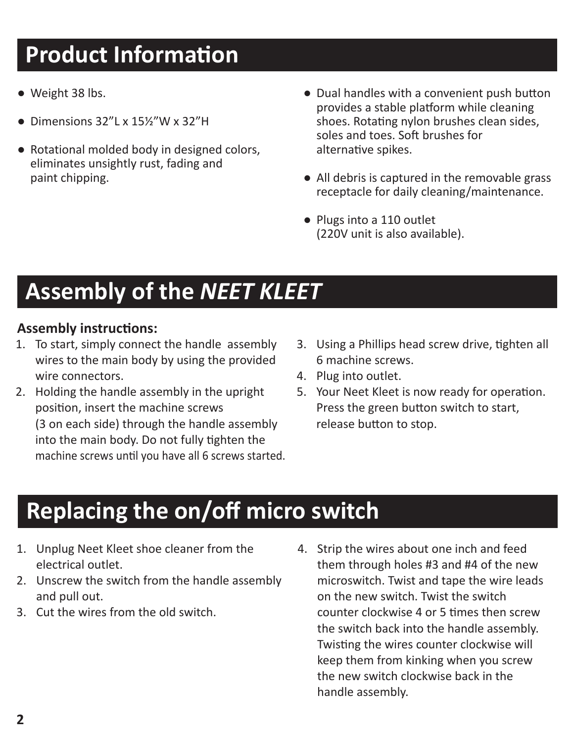## Product Information

- Weight 38 lbs.
- Dimensions 32”L x 15½”W x 32”H
- Rotational molded body in designed colors, eliminates unsightly rust, fading and paint chipping.
- Dual handles with a convenient push button provides a stable platform while cleaning shoes. Rotating nylon brushes clean sides, soles and toes. Soft brushes for alternative spikes.
- All debris is captured in the removable grass receptacle for daily cleaning/maintenance.
- Plugs into a 110 outlet (220V unit is also available).

## Assembly of the *NEET KLEET*

**Assembly instructions:**

1. To start, simply connect the handle assembly wires to the main body by using the provided wire connectors.
2. Holding the handle assembly in the upright position, insert the machine screws (3 on each side) through the handle assembly into the main body. Do not fully tighten the machine screws until you have all 6 screws started.
3. Using a Phillips head screw drive, tighten all 6 machine screws.
4. Plug into outlet.
5. Your Neet Kleet is now ready for operation. Press the green button switch to start, release button to stop.

## Replacing the on/off micro switch

1. Unplug Neet Kleet shoe cleaner from the electrical outlet.
2. Unscrew the switch from the handle assembly and pull out.
3. Cut the wires from the old switch.
4. Strip the wires about one inch and feed them through holes #3 and #4 of the new microswitch. Twist and tape the wire leads on the new switch. Twist the switch counter clockwise 4 or 5 times then screw the switch back into the handle assembly. Twisting the wires counter clockwise will keep them from kinking when you screw the new switch clockwise back in the handle assembly.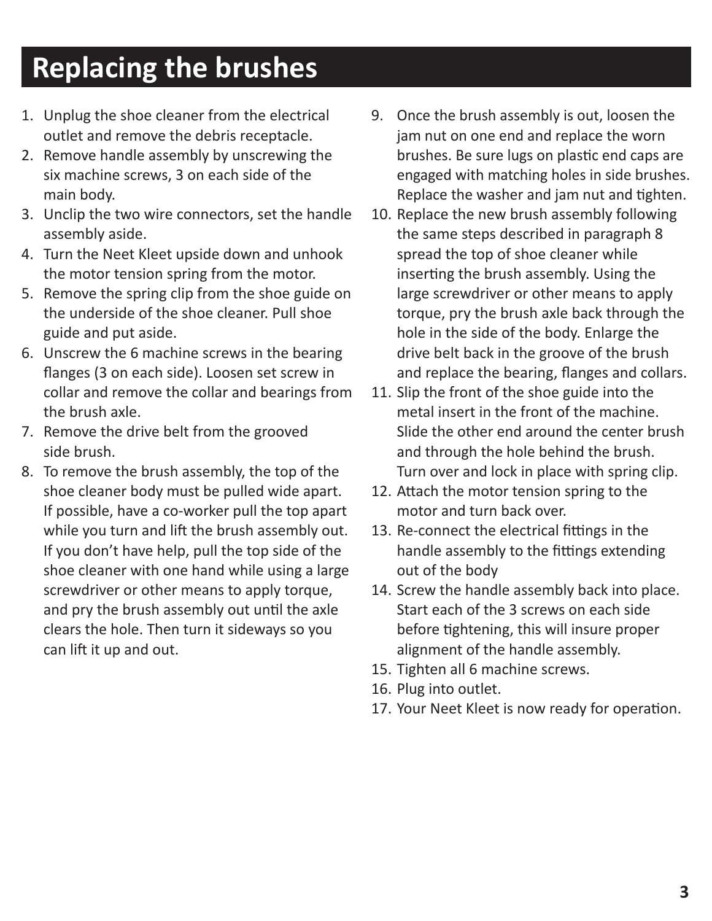# Replacing the brushes

1. Unplug the shoe cleaner from the electrical outlet and remove the debris receptacle.
2. Remove handle assembly by unscrewing the six machine screws, 3 on each side of the main body.
3. Unclip the two wire connectors, set the handle assembly aside.
4. Turn the Neet Kleet upside down and unhook the motor tension spring from the motor.
5. Remove the spring clip from the shoe guide on the underside of the shoe cleaner. Pull shoe guide and put aside.
6. Unscrew the 6 machine screws in the bearing flanges (3 on each side). Loosen set screw in collar and remove the collar and bearings from the brush axle.
7. Remove the drive belt from the grooved side brush.
8. To remove the brush assembly, the top of the shoe cleaner body must be pulled wide apart. If possible, have a co-worker pull the top apart while you turn and lift the brush assembly out. If you don't have help, pull the top side of the shoe cleaner with one hand while using a large screwdriver or other means to apply torque, and pry the brush assembly out until the axle clears the hole. Then turn it sideways so you can lift it up and out.
9. Once the brush assembly is out, loosen the jam nut on one end and replace the worn brushes. Be sure lugs on plastic end caps are engaged with matching holes in side brushes. Replace the washer and jam nut and tighten.
10. Replace the new brush assembly following the same steps described in paragraph 8 spread the top of shoe cleaner while inserting the brush assembly. Using the large screwdriver or other means to apply torque, pry the brush axle back through the hole in the side of the body. Enlarge the drive belt back in the groove of the brush and replace the bearing, flanges and collars.
11. Slip the front of the shoe guide into the metal insert in the front of the machine. Slide the other end around the center brush and through the hole behind the brush. Turn over and lock in place with spring clip.
12. Attach the motor tension spring to the motor and turn back over.
13. Re-connect the electrical fittings in the handle assembly to the fittings extending out of the body
14. Screw the handle assembly back into place. Start each of the 3 screws on each side before tightening, this will insure proper alignment of the handle assembly.
15. Tighten all 6 machine screws.
16. Plug into outlet.
17. Your Neet Kleet is now ready for operation.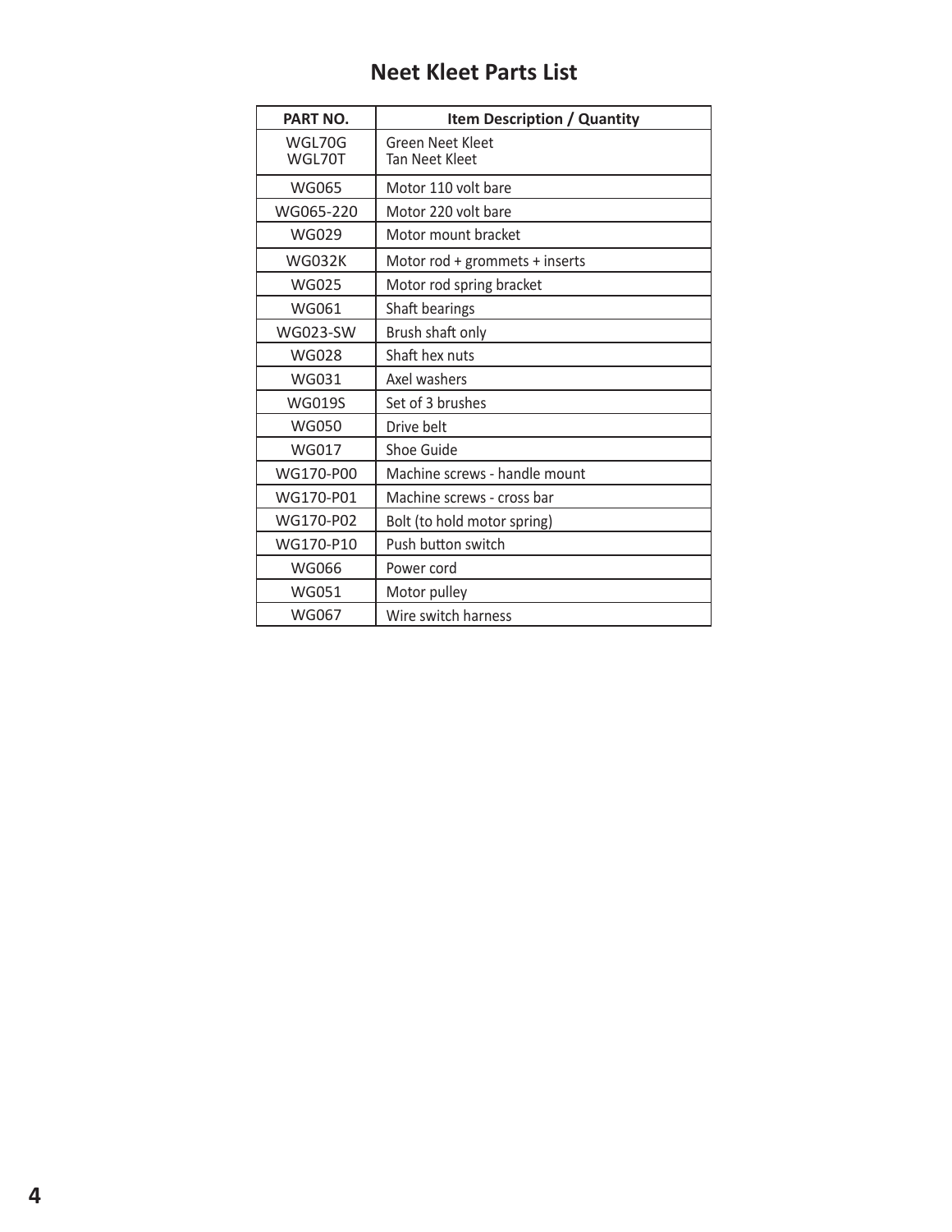# Neet Kleet Parts List

| PART NO. | Item Description / Quantity |
|---|---|
| WGL70G<br>WGL70T | Green Neet Kleet<br>Tan Neet Kleet |
| WG065 | Motor 110 volt bare |
| WG065-220 | Motor 220 volt bare |
| WG029 | Motor mount bracket |
| WG032K | Motor rod + grommets + inserts |
| WG025 | Motor rod spring bracket |
| WG061 | Shaft bearings |
| WG023-SW | Brush shaft only |
| WG028 | Shaft hex nuts |
| WG031 | Axel washers |
| WG019S | Set of 3 brushes |
| WG050 | Drive belt |
| WG017 | Shoe Guide |
| WG170-P00 | Machine screws - handle mount |
| WG170-P01 | Machine screws - cross bar |
| WG170-P02 | Bolt (to hold motor spring) |
| WG170-P10 | Push button switch |
| WG066 | Power cord |
| WG051 | Motor pulley |
| WG067 | Wire switch harness |